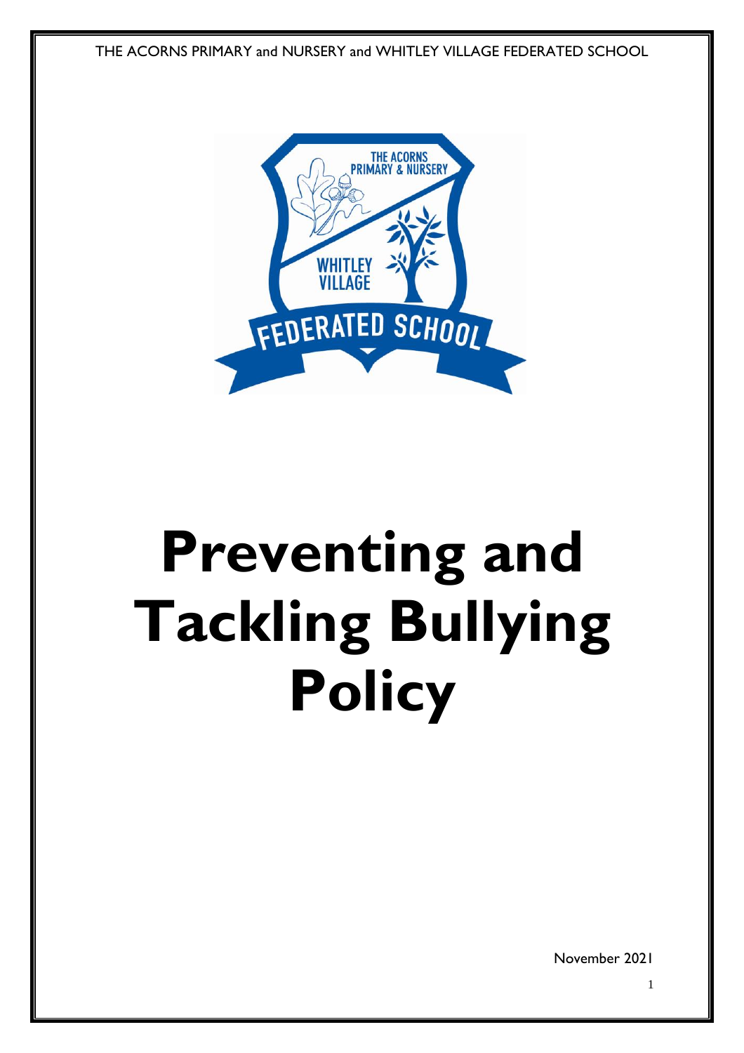THE ACORNS PRIMARY and NURSERY and WHITLEY VILLAGE FEDERATED SCHOOL

# Preventing and Tackling Bullying Policy

November 2021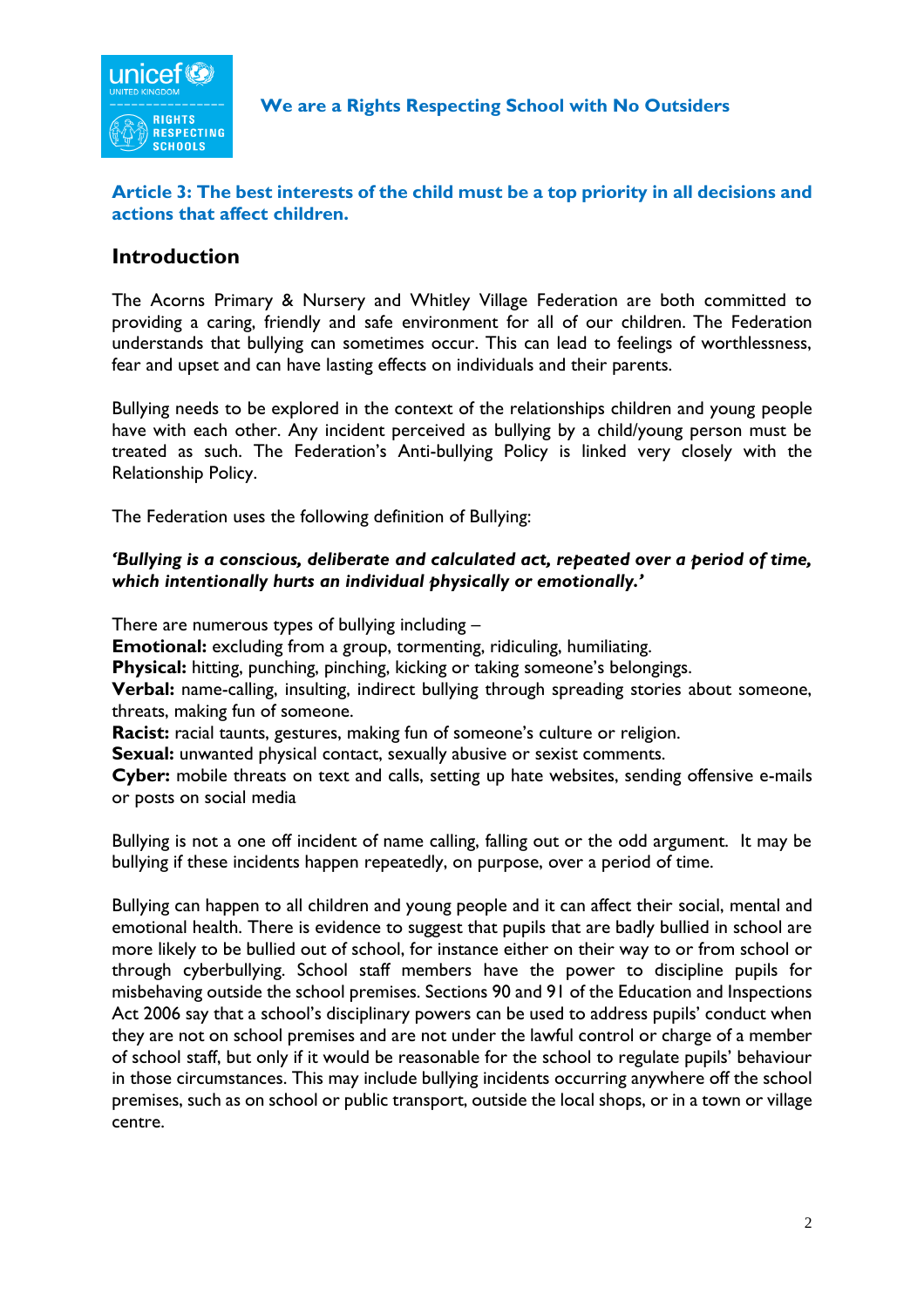**We are a Rights Respecting School with No Outsiders**

**Article 3: The best interests of the child must be a top priority in all decisions and actions that affect children.**

## Introduction

The Acorns Primary & Nursery and Whitley Village Federation are both committed to providing a caring, friendly and safe environment for all of our children. The Federation understands that bullying can sometimes occur. This can lead to feelings of worthlessness, fear and upset and can have lasting effects on individuals and their parents.

Bullying needs to be explored in the context of the relationships children and young people have with each other. Any incident perceived as bullying by a child/young person must be treated as such. The Federation's Anti-bullying Policy is linked very closely with the Relationship Policy.

The Federation uses the following definition of Bullying:

***'Bullying is a conscious, deliberate and calculated act, repeated over a period of time, which intentionally hurts an individual physically or emotionally.'***

There are numerous types of bullying including –
**Emotional:** excluding from a group, tormenting, ridiculing, humiliating.
**Physical:** hitting, punching, pinching, kicking or taking someone's belongings.
**Verbal:** name-calling, insulting, indirect bullying through spreading stories about someone, threats, making fun of someone.
**Racist:** racial taunts, gestures, making fun of someone's culture or religion.
**Sexual:** unwanted physical contact, sexually abusive or sexist comments.
**Cyber:** mobile threats on text and calls, setting up hate websites, sending offensive e-mails or posts on social media

Bullying is not a one off incident of name calling, falling out or the odd argument. It may be bullying if these incidents happen repeatedly, on purpose, over a period of time.

Bullying can happen to all children and young people and it can affect their social, mental and emotional health. There is evidence to suggest that pupils that are badly bullied in school are more likely to be bullied out of school, for instance either on their way to or from school or through cyberbullying. School staff members have the power to discipline pupils for misbehaving outside the school premises. Sections 90 and 91 of the Education and Inspections Act 2006 say that a school's disciplinary powers can be used to address pupils' conduct when they are not on school premises and are not under the lawful control or charge of a member of school staff, but only if it would be reasonable for the school to regulate pupils' behaviour in those circumstances. This may include bullying incidents occurring anywhere off the school premises, such as on school or public transport, outside the local shops, or in a town or village centre.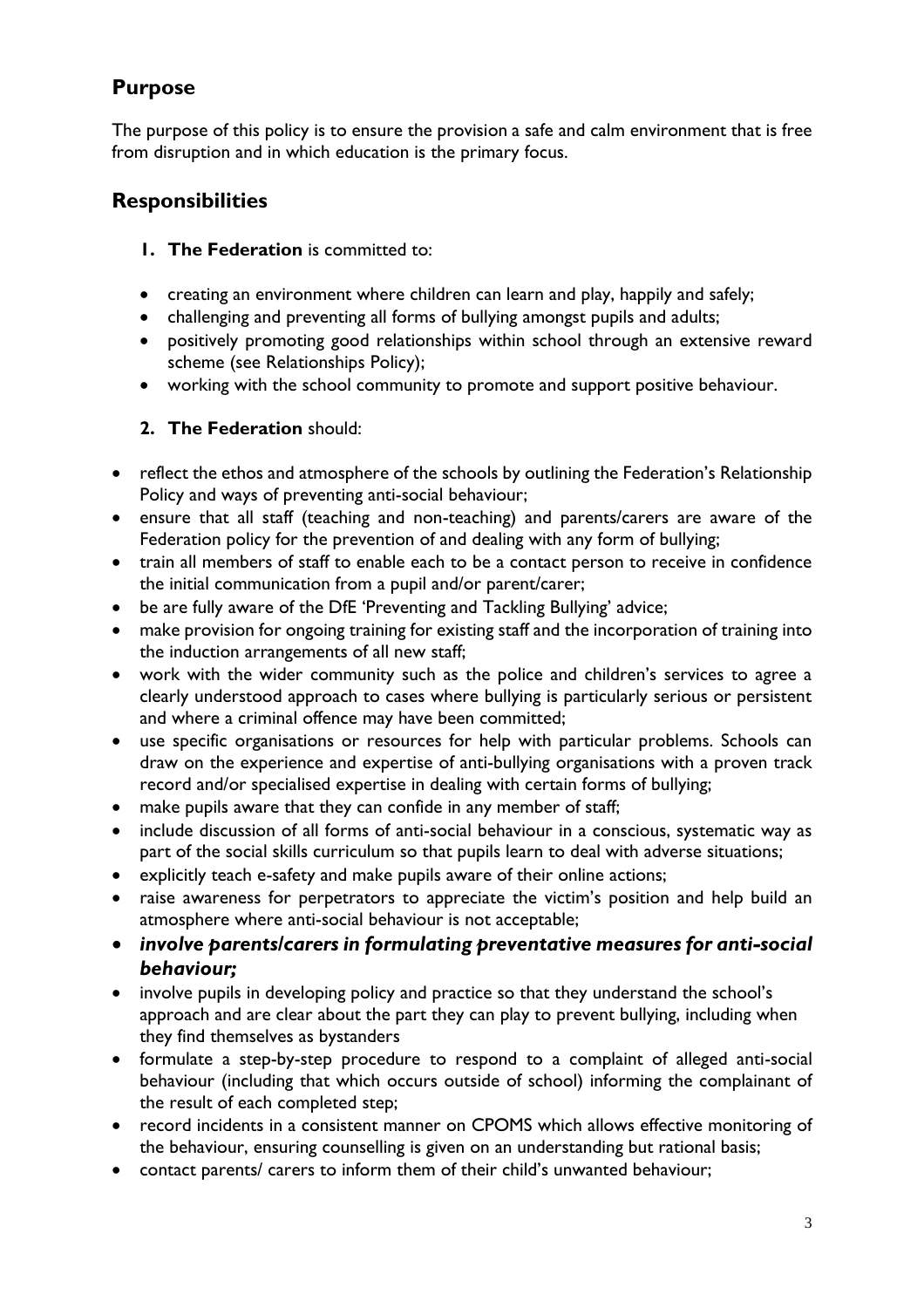## Purpose

The purpose of this policy is to ensure the provision a safe and calm environment that is free from disruption and in which education is the primary focus.

## Responsibilities

1. **The Federation** is committed to:

- creating an environment where children can learn and play, happily and safely;
- challenging and preventing all forms of bullying amongst pupils and adults;
- positively promoting good relationships within school through an extensive reward scheme (see Relationships Policy);
- working with the school community to promote and support positive behaviour.

2. **The Federation** should:

- reflect the ethos and atmosphere of the schools by outlining the Federation's Relationship Policy and ways of preventing anti-social behaviour;
- ensure that all staff (teaching and non-teaching) and parents/carers are aware of the Federation policy for the prevention of and dealing with any form of bullying;
- train all members of staff to enable each to be a contact person to receive in confidence the initial communication from a pupil and/or parent/carer;
- be are fully aware of the DfE 'Preventing and Tackling Bullying' advice;
- make provision for ongoing training for existing staff and the incorporation of training into the induction arrangements of all new staff;
- work with the wider community such as the police and children's services to agree a clearly understood approach to cases where bullying is particularly serious or persistent and where a criminal offence may have been committed;
- use specific organisations or resources for help with particular problems. Schools can draw on the experience and expertise of anti-bullying organisations with a proven track record and/or specialised expertise in dealing with certain forms of bullying;
- make pupils aware that they can confide in any member of staff;
- include discussion of all forms of anti-social behaviour in a conscious, systematic way as part of the social skills curriculum so that pupils learn to deal with adverse situations;
- explicitly teach e-safety and make pupils aware of their online actions;
- raise awareness for perpetrators to appreciate the victim's position and help build an atmosphere where anti-social behaviour is not acceptable;
- ***involve parents/carers in formulating preventative measures for anti-social behaviour;***
- involve pupils in developing policy and practice so that they understand the school's approach and are clear about the part they can play to prevent bullying, including when they find themselves as bystanders
- formulate a step-by-step procedure to respond to a complaint of alleged anti-social behaviour (including that which occurs outside of school) informing the complainant of the result of each completed step;
- record incidents in a consistent manner on CPOMS which allows effective monitoring of the behaviour, ensuring counselling is given on an understanding but rational basis;
- contact parents/ carers to inform them of their child's unwanted behaviour;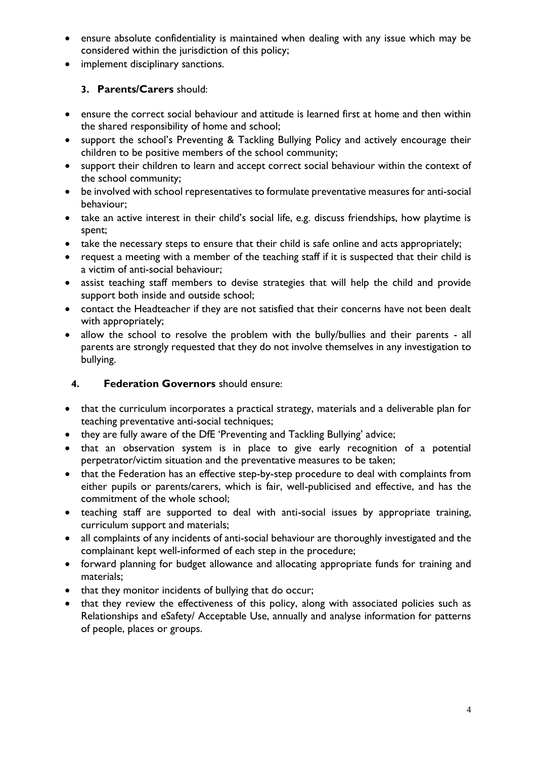- ensure absolute confidentiality is maintained when dealing with any issue which may be considered within the jurisdiction of this policy;
- implement disciplinary sanctions.

**3. Parents/Carers** should:

- ensure the correct social behaviour and attitude is learned first at home and then within the shared responsibility of home and school;
- support the school's Preventing & Tackling Bullying Policy and actively encourage their children to be positive members of the school community;
- support their children to learn and accept correct social behaviour within the context of the school community;
- be involved with school representatives to formulate preventative measures for anti-social behaviour;
- take an active interest in their child's social life, e.g. discuss friendships, how playtime is spent;
- take the necessary steps to ensure that their child is safe online and acts appropriately;
- request a meeting with a member of the teaching staff if it is suspected that their child is a victim of anti-social behaviour;
- assist teaching staff members to devise strategies that will help the child and provide support both inside and outside school;
- contact the Headteacher if they are not satisfied that their concerns have not been dealt with appropriately;
- allow the school to resolve the problem with the bully/bullies and their parents - all parents are strongly requested that they do not involve themselves in any investigation to bullying.

**4. Federation Governors** should ensure:

- that the curriculum incorporates a practical strategy, materials and a deliverable plan for teaching preventative anti-social techniques;
- they are fully aware of the DfE 'Preventing and Tackling Bullying' advice;
- that an observation system is in place to give early recognition of a potential perpetrator/victim situation and the preventative measures to be taken;
- that the Federation has an effective step-by-step procedure to deal with complaints from either pupils or parents/carers, which is fair, well-publicised and effective, and has the commitment of the whole school;
- teaching staff are supported to deal with anti-social issues by appropriate training, curriculum support and materials;
- all complaints of any incidents of anti-social behaviour are thoroughly investigated and the complainant kept well-informed of each step in the procedure;
- forward planning for budget allowance and allocating appropriate funds for training and materials;
- that they monitor incidents of bullying that do occur;
- that they review the effectiveness of this policy, along with associated policies such as Relationships and eSafety/ Acceptable Use, annually and analyse information for patterns of people, places or groups.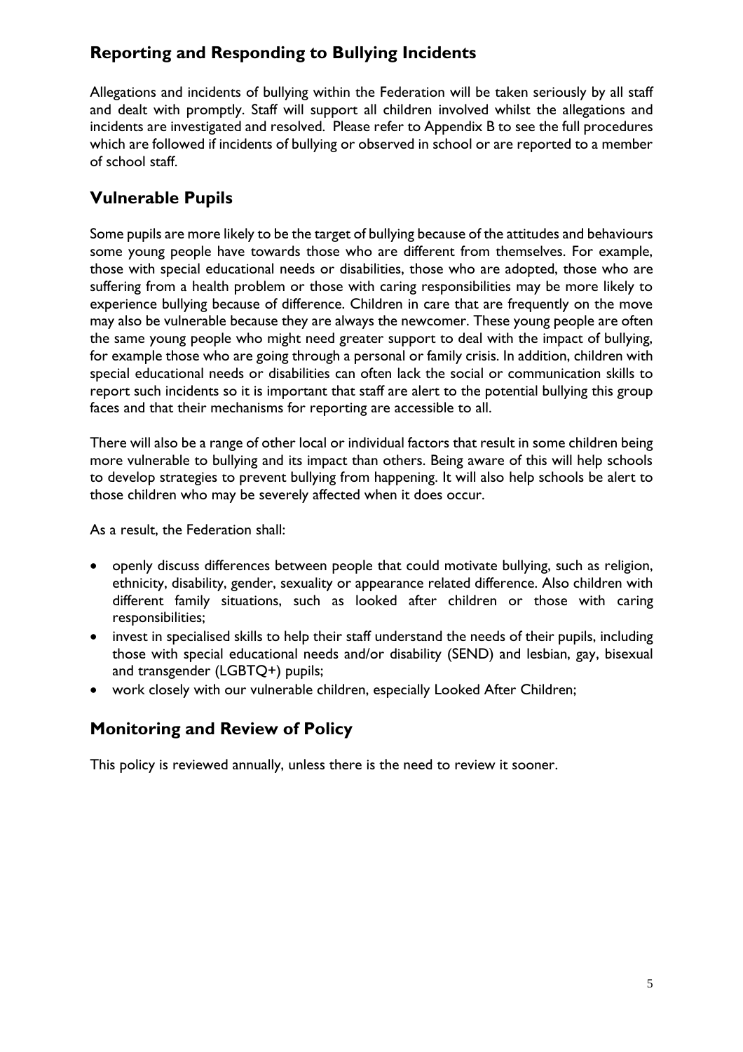## Reporting and Responding to Bullying Incidents

Allegations and incidents of bullying within the Federation will be taken seriously by all staff and dealt with promptly. Staff will support all children involved whilst the allegations and incidents are investigated and resolved. Please refer to Appendix B to see the full procedures which are followed if incidents of bullying or observed in school or are reported to a member of school staff.

## Vulnerable Pupils

Some pupils are more likely to be the target of bullying because of the attitudes and behaviours some young people have towards those who are different from themselves. For example, those with special educational needs or disabilities, those who are adopted, those who are suffering from a health problem or those with caring responsibilities may be more likely to experience bullying because of difference. Children in care that are frequently on the move may also be vulnerable because they are always the newcomer. These young people are often the same young people who might need greater support to deal with the impact of bullying, for example those who are going through a personal or family crisis. In addition, children with special educational needs or disabilities can often lack the social or communication skills to report such incidents so it is important that staff are alert to the potential bullying this group faces and that their mechanisms for reporting are accessible to all.

There will also be a range of other local or individual factors that result in some children being more vulnerable to bullying and its impact than others. Being aware of this will help schools to develop strategies to prevent bullying from happening. It will also help schools be alert to those children who may be severely affected when it does occur.

As a result, the Federation shall:

- openly discuss differences between people that could motivate bullying, such as religion, ethnicity, disability, gender, sexuality or appearance related difference. Also children with different family situations, such as looked after children or those with caring responsibilities;
- invest in specialised skills to help their staff understand the needs of their pupils, including those with special educational needs and/or disability (SEND) and lesbian, gay, bisexual and transgender (LGBTQ+) pupils;
- work closely with our vulnerable children, especially Looked After Children;

## Monitoring and Review of Policy

This policy is reviewed annually, unless there is the need to review it sooner.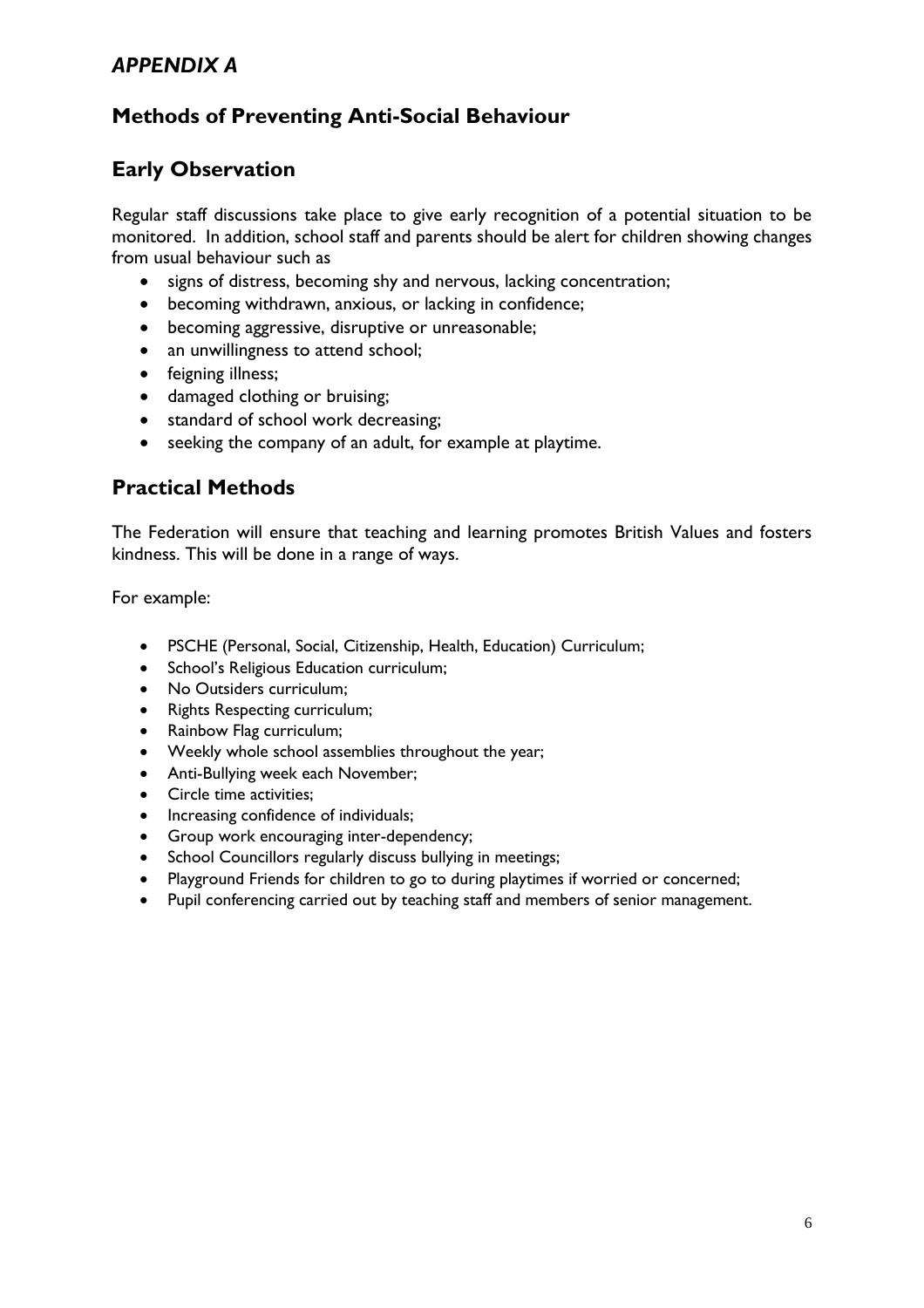## *APPENDIX A*

## Methods of Preventing Anti-Social Behaviour

## Early Observation

Regular staff discussions take place to give early recognition of a potential situation to be monitored. In addition, school staff and parents should be alert for children showing changes from usual behaviour such as

- signs of distress, becoming shy and nervous, lacking concentration;
- becoming withdrawn, anxious, or lacking in confidence;
- becoming aggressive, disruptive or unreasonable;
- an unwillingness to attend school;
- feigning illness;
- damaged clothing or bruising;
- standard of school work decreasing;
- seeking the company of an adult, for example at playtime.

## Practical Methods

The Federation will ensure that teaching and learning promotes British Values and fosters kindness. This will be done in a range of ways.

For example:

- PSCHE (Personal, Social, Citizenship, Health, Education) Curriculum;
- School's Religious Education curriculum;
- No Outsiders curriculum;
- Rights Respecting curriculum;
- Rainbow Flag curriculum;
- Weekly whole school assemblies throughout the year;
- Anti-Bullying week each November;
- Circle time activities;
- Increasing confidence of individuals;
- Group work encouraging inter-dependency;
- School Councillors regularly discuss bullying in meetings;
- Playground Friends for children to go to during playtimes if worried or concerned;
- Pupil conferencing carried out by teaching staff and members of senior management.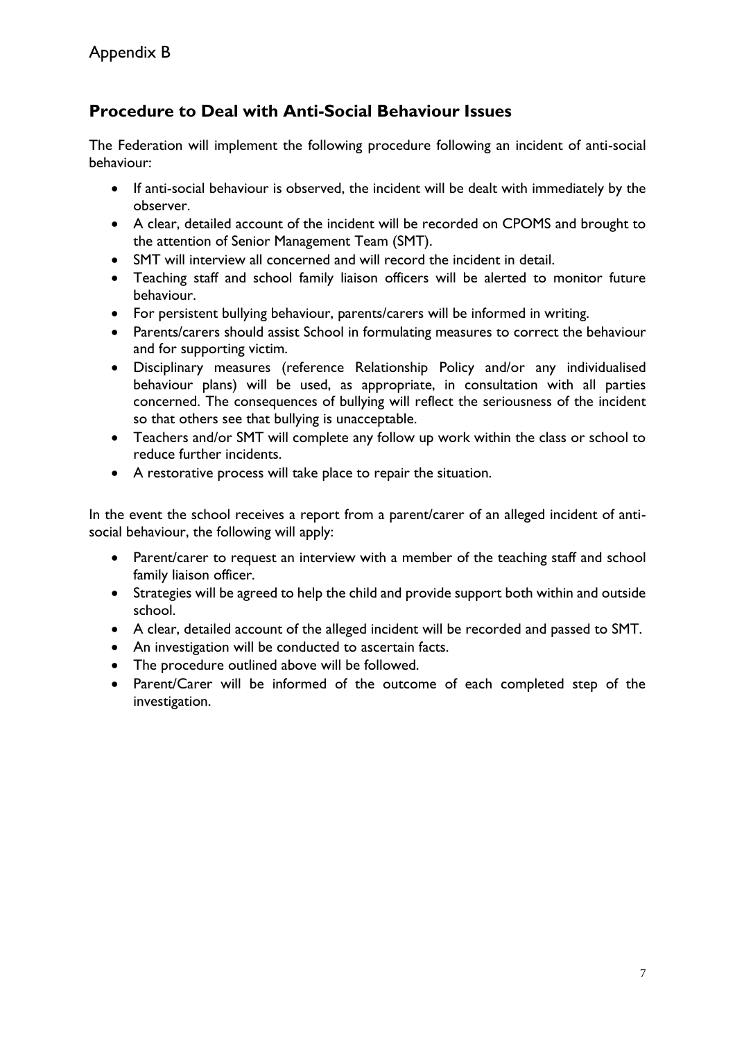Appendix B

## Procedure to Deal with Anti-Social Behaviour Issues

The Federation will implement the following procedure following an incident of anti-social behaviour:

- If anti-social behaviour is observed, the incident will be dealt with immediately by the observer.
- A clear, detailed account of the incident will be recorded on CPOMS and brought to the attention of Senior Management Team (SMT).
- SMT will interview all concerned and will record the incident in detail.
- Teaching staff and school family liaison officers will be alerted to monitor future behaviour.
- For persistent bullying behaviour, parents/carers will be informed in writing.
- Parents/carers should assist School in formulating measures to correct the behaviour and for supporting victim.
- Disciplinary measures (reference Relationship Policy and/or any individualised behaviour plans) will be used, as appropriate, in consultation with all parties concerned. The consequences of bullying will reflect the seriousness of the incident so that others see that bullying is unacceptable.
- Teachers and/or SMT will complete any follow up work within the class or school to reduce further incidents.
- A restorative process will take place to repair the situation.

In the event the school receives a report from a parent/carer of an alleged incident of anti-social behaviour, the following will apply:

- Parent/carer to request an interview with a member of the teaching staff and school family liaison officer.
- Strategies will be agreed to help the child and provide support both within and outside school.
- A clear, detailed account of the alleged incident will be recorded and passed to SMT.
- An investigation will be conducted to ascertain facts.
- The procedure outlined above will be followed.
- Parent/Carer will be informed of the outcome of each completed step of the investigation.